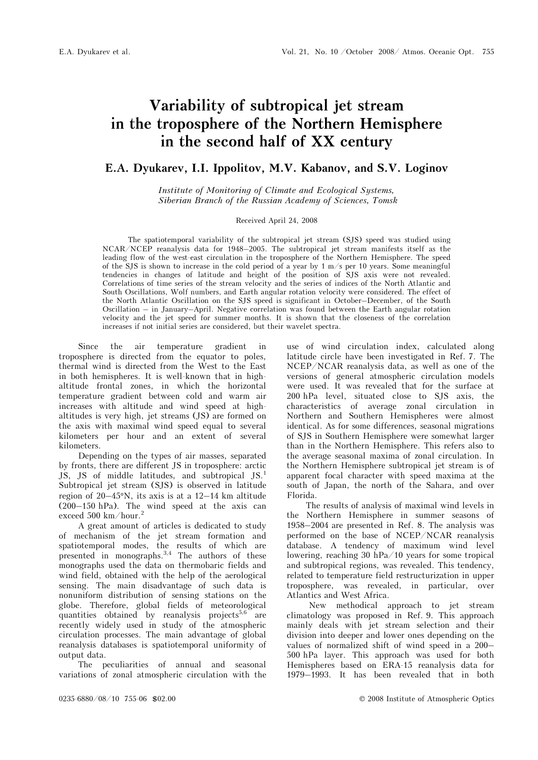# Variability of subtropical jet stream in the troposphere of the Northern Hemisphere in the second half of XX century

## E.A. Dyukarev, I.I. Ippolitov, M.V. Kabanov, and S.V. Loginov

*Institute of Monitoring of Climate and Ecological Systems, Siberian Branch of the Russian Academy of Sciences, Tomsk*

Received April 24, 2008

The spatiotemporal variability of the subtropical jet stream (SJS) speed was studied using NCAR/NCEP reanalysis data for 1948–2005. The subtropical jet stream manifests itself as the leading flow of the west-east circulation in the troposphere of the Northern Hemisphere. The speed of the SJS is shown to increase in the cold period of a year by 1 m/s per 10 years. Some meaningful tendencies in changes of latitude and height of the position of SJS axis were not revealed. Correlations of time series of the stream velocity and the series of indices of the North Atlantic and South Oscillations, Wolf numbers, and Earth angular rotation velocity were considered. The effect of the North Atlantic Oscillation on the SJS speed is significant in October–December, of the South Oscillation – in January–April. Negative correlation was found between the Earth angular rotation velocity and the jet speed for summer months. It is shown that the closeness of the correlation increases if not initial series are considered, but their wavelet spectra.

Since the air temperature gradient in troposphere is directed from the equator to poles, thermal wind is directed from the West to the East in both hemispheres. It is well-known that in high-altitude frontal zones, in which the horizontal temperature gradient between cold and warm air increases with altitude and wind speed at high-altitudes is very high, jet streams (JS) are formed on the axis with maximal wind speed equal to several kilometers per hour and an extent of several kilometers.

Depending on the types of air masses, separated by fronts, there are different JS in troposphere: arctic JS, JS of middle latitudes, and subtropical JS.[1] Subtropical jet stream (SJS) is observed in latitude region of 20–45°N, its axis is at a 12–14 km altitude (200–150 hPa). The wind speed at the axis can exceed 500 km/hour.[2]

A great amount of articles is dedicated to study of mechanism of the jet stream formation and spatiotemporal modes, the results of which are presented in monographs.[3,4] The authors of these monographs used the data on thermobaric fields and wind field, obtained with the help of the aerological sensing. The main disadvantage of such data is nonuniform distribution of sensing stations on the globe. Therefore, global fields of meteorological quantities obtained by reanalysis projects[5,6] are recently widely used in study of the atmospheric circulation processes. The main advantage of global reanalysis databases is spatiotemporal uniformity of output data.

The peculiarities of annual and seasonal variations of zonal atmospheric circulation with the use of wind circulation index, calculated along latitude circle have been investigated in Ref. 7. The NCEP/NCAR reanalysis data, as well as one of the versions of general atmospheric circulation models were used. It was revealed that for the surface at 200 hPa level, situated close to SJS axis, the characteristics of average zonal circulation in Northern and Southern Hemispheres were almost identical. As for some differences, seasonal migrations of SJS in Southern Hemisphere were somewhat larger than in the Northern Hemisphere. This refers also to the average seasonal maxima of zonal circulation. In the Northern Hemisphere subtropical jet stream is of apparent focal character with speed maxima at the south of Japan, the north of the Sahara, and over Florida.

The results of analysis of maximal wind levels in the Northern Hemisphere in summer seasons of 1958–2004 are presented in Ref. 8. The analysis was performed on the base of NCEP/NCAR reanalysis database. A tendency of maximum wind level lowering, reaching 30 hPa/10 years for some tropical and subtropical regions, was revealed. This tendency, related to temperature field restructurization in upper troposphere, was revealed, in particular, over Atlantics and West Africa.

New methodical approach to jet stream climatology was proposed in Ref. 9. This approach mainly deals with jet stream selection and their division into deeper and lower ones depending on the values of normalized shift of wind speed in a 200–500 hPa layer. This approach was used for both Hemispheres based on ERA-15 reanalysis data for 1979–1993. It has been revealed that in both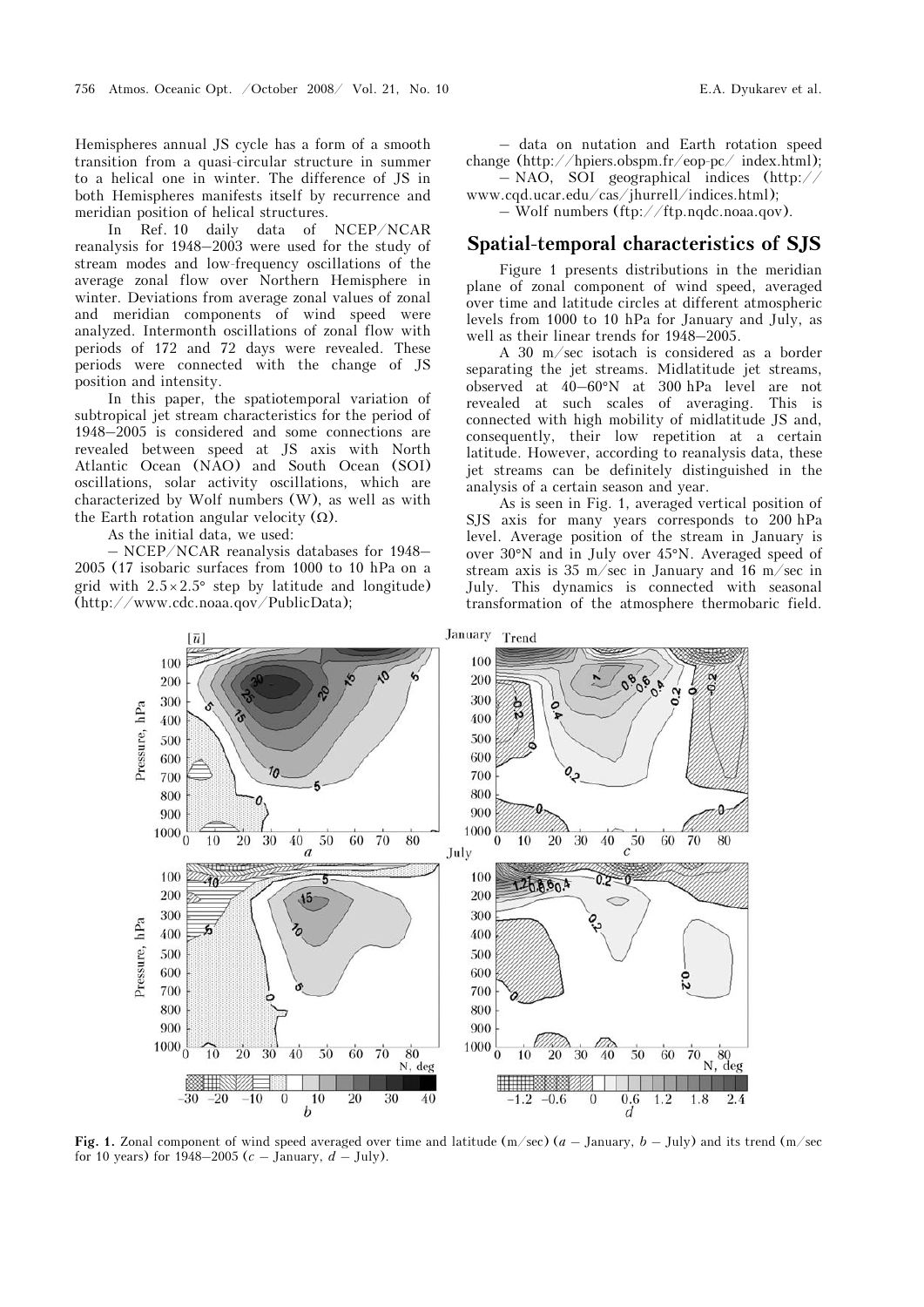Hemispheres annual JS cycle has a form of a smooth transition from a quasi-circular structure in summer to a helical one in winter. The difference of JS in both Hemispheres manifests itself by recurrence and meridian position of helical structures.

In Ref. 10 daily data of NCEP/NCAR reanalysis for 1948–2003 were used for the study of stream modes and low-frequency oscillations of the average zonal flow over Northern Hemisphere in winter. Deviations from average zonal values of zonal and meridian components of wind speed were analyzed. Intermonth oscillations of zonal flow with periods of 172 and 72 days were revealed. These periods were connected with the change of JS position and intensity.

In this paper, the spatiotemporal variation of subtropical jet stream characteristics for the period of 1948–2005 is considered and some connections are revealed between speed at JS axis with North Atlantic Ocean (NAO) and South Ocean (SOI) oscillations, solar activity oscillations, which are characterized by Wolf numbers (W), as well as with the Earth rotation angular velocity (Ω).

As the initial data, we used:

– NCEP/NCAR reanalysis databases for 1948–2005 (17 isobaric surfaces from 1000 to 10 hPa on a grid with 2.5×2.5° step by latitude and longitude) (http://www.cdc.noaa.qov/PublicData);

– data on nutation and Earth rotation speed change (http://hpiers.obspm.fr/eop-pc/ index.html);

– NAO, SOI geographical indices (http://www.cqd.ucar.edu/cas/jhurrell/indices.html);

– Wolf numbers (ftp://ftp.nqdc.noaa.qov).

## Spatial-temporal characteristics of SJS

Figure 1 presents distributions in the meridian plane of zonal component of wind speed, averaged over time and latitude circles at different atmospheric levels from 1000 to 10 hPa for January and July, as well as their linear trends for 1948–2005.

A 30 m/sec isotach is considered as a border separating the jet streams. Midlatitude jet streams, observed at 40–60°N at 300 hPa level are not revealed at such scales of averaging. This is connected with high mobility of midlatitude JS and, consequently, their low repetition at a certain latitude. However, according to reanalysis data, these jet streams can be definitely distinguished in the analysis of a certain season and year.

As is seen in Fig. 1, averaged vertical position of SJS axis for many years corresponds to 200 hPa level. Average position of the stream in January is over 30°N and in July over 45°N. Averaged speed of stream axis is 35 m/sec in January and 16 m/sec in July. This dynamics is connected with seasonal transformation of the atmosphere thermobaric field.

**Fig. 1.** Zonal component of wind speed averaged over time and latitude (m/sec) (*a* – January, *b* – July) and its trend (m/sec for 10 years) for 1948–2005 (*c* – January, *d* – July).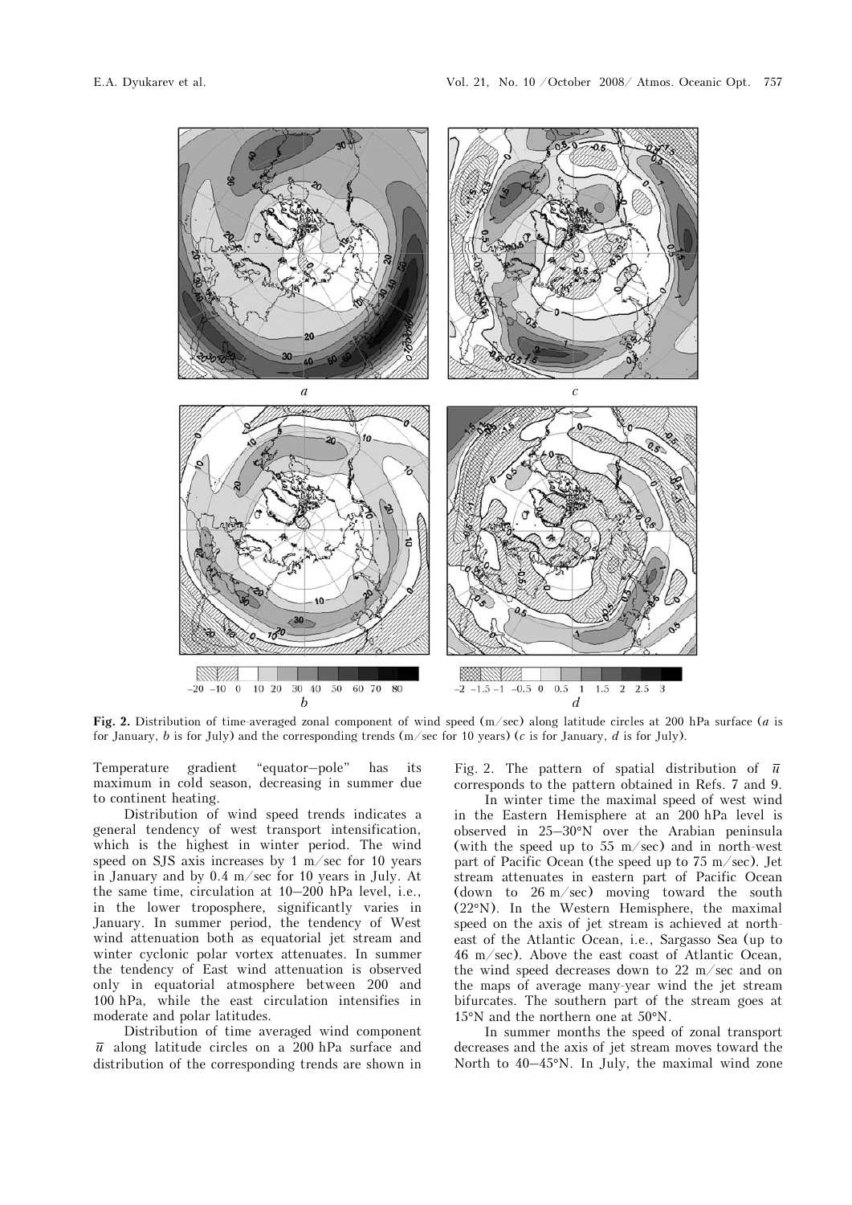**Fig. 2.** Distribution of time-averaged zonal component of wind speed (m/sec) along latitude circles at 200 hPa surface (*a* is for January, *b* is for July) and the corresponding trends (m/sec for 10 years) (*c* is for January, *d* is for July).

Temperature gradient "equator–pole" has its maximum in cold season, decreasing in summer due to continent heating.

Distribution of wind speed trends indicates a general tendency of west transport intensification, which is the highest in winter period. The wind speed on SJS axis increases by 1 m/sec for 10 years in January and by 0.4 m/sec for 10 years in July. At the same time, circulation at 10–200 hPa level, i.e., in the lower troposphere, significantly varies in January. In summer period, the tendency of West wind attenuation both as equatorial jet stream and winter cyclonic polar vortex attenuates. In summer the tendency of East wind attenuation is observed only in equatorial atmosphere between 200 and 100 hPa, while the east circulation intensifies in moderate and polar latitudes.

Distribution of time averaged wind component $\bar{u}$ along latitude circles on a 200 hPa surface and distribution of the corresponding trends are shown in Fig. 2. The pattern of spatial distribution of $\bar{u}$ corresponds to the pattern obtained in Refs. 7 and 9.

In winter time the maximal speed of west wind in the Eastern Hemisphere at an 200 hPa level is observed in 25–30°N over the Arabian peninsula (with the speed up to 55 m/sec) and in north-west part of Pacific Ocean (the speed up to 75 m/sec). Jet stream attenuates in eastern part of Pacific Ocean (down to 26 m/sec) moving toward the south (22°N). In the Western Hemisphere, the maximal speed on the axis of jet stream is achieved at north-east of the Atlantic Ocean, i.e., Sargasso Sea (up to 46 m/sec). Above the east coast of Atlantic Ocean, the wind speed decreases down to 22 m/sec and on the maps of average many-year wind the jet stream bifurcates. The southern part of the stream goes at 15°N and the northern one at 50°N.

In summer months the speed of zonal transport decreases and the axis of jet stream moves toward the North to 40–45°N. In July, the maximal wind zone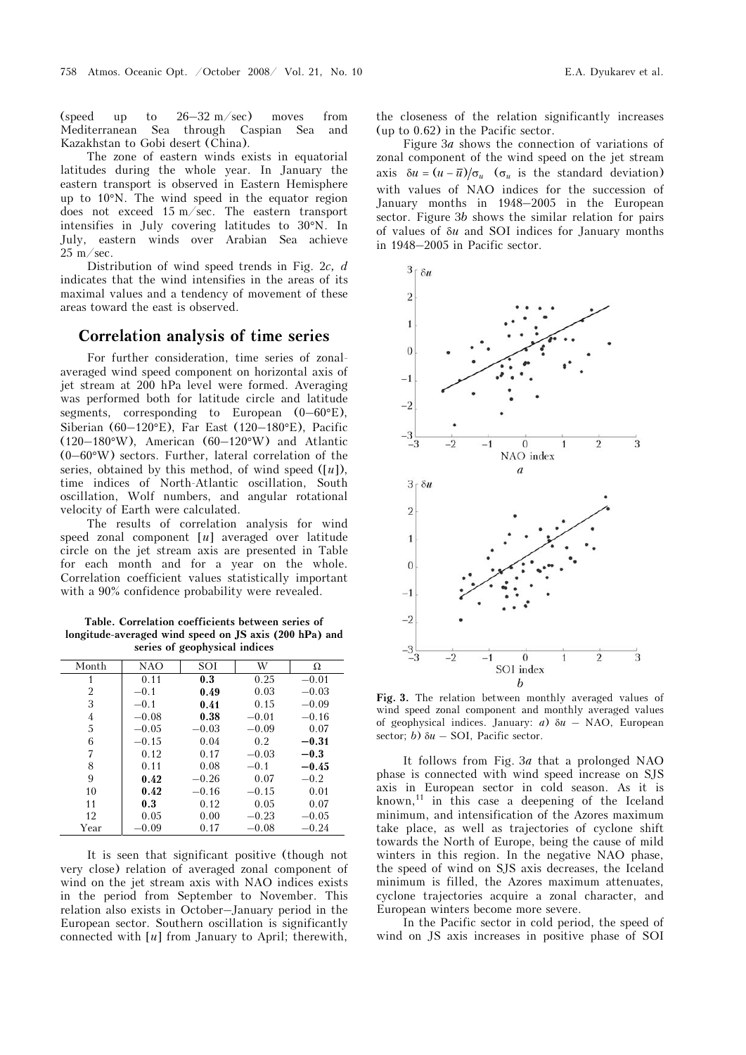(speed up to 26–32 m/sec) moves from Mediterranean Sea through Caspian Sea and Kazakhstan to Gobi desert (China).

The zone of eastern winds exists in equatorial latitudes during the whole year. In January the eastern transport is observed in Eastern Hemisphere up to 10°N. The wind speed in the equator region does not exceed 15 m/sec. The eastern transport intensifies in July covering latitudes to 30°N. In July, eastern winds over Arabian Sea achieve 25 m/sec.

Distribution of wind speed trends in Fig. 2*c*, *d* indicates that the wind intensifies in the areas of its maximal values and a tendency of movement of these areas toward the east is observed.

## Correlation analysis of time series

For further consideration, time series of zonal-averaged wind speed component on horizontal axis of jet stream at 200 hPa level were formed. Averaging was performed both for latitude circle and latitude segments, corresponding to European (0–60°E), Siberian (60–120°E), Far East (120–180°E), Pacific (120–180°W), American (60–120°W) and Atlantic (0–60°W) sectors. Further, lateral correlation of the series, obtained by this method, of wind speed ($[u]$), time indices of North-Atlantic oscillation, South oscillation, Wolf numbers, and angular rotational velocity of Earth were calculated.

The results of correlation analysis for wind speed zonal component $[u]$ averaged over latitude circle on the jet stream axis are presented in Table for each month and for a year on the whole. Correlation coefficient values statistically important with a 90% confidence probability were revealed.

**Table. Correlation coefficients between series of longitude-averaged wind speed on JS axis (200 hPa) and series of geophysical indices**

| Month | NAO | SOI | W | Ω |
|---|---|---|---|---|
| 1 | 0.11 | **0.3** | 0.25 | −0.01 |
| 2 | −0.1 | **0.49** | 0.03 | −0.03 |
| 3 | −0.1 | **0.41** | 0.15 | −0.09 |
| 4 | −0.08 | **0.38** | −0.01 | −0.16 |
| 5 | −0.05 | −0.03 | −0.09 | 0.07 |
| 6 | −0.15 | 0.04 | 0.2 | **−0.31** |
| 7 | 0.12 | 0.17 | −0.03 | **−0.3** |
| 8 | 0.11 | 0.08 | −0.1 | **−0.45** |
| 9 | **0.42** | −0.26 | 0.07 | −0.2 |
| 10 | **0.42** | −0.16 | −0.15 | 0.01 |
| 11 | **0.3** | 0.12 | 0.05 | 0.07 |
| 12 | 0.05 | 0.00 | −0.23 | −0.05 |
| Year | −0.09 | 0.17 | −0.08 | −0.24 |

It is seen that significant positive (though not very close) relation of averaged zonal component of wind on the jet stream axis with NAO indices exists in the period from September to November. This relation also exists in October–January period in the European sector. Southern oscillation is significantly connected with $[u]$ from January to April; therewith, the closeness of the relation significantly increases (up to 0.62) in the Pacific sector.

Figure 3*a* shows the connection of variations of zonal component of the wind speed on the jet stream axis $\delta u = (u - \bar{u})/\sigma_u$ ($\sigma_u$ is the standard deviation) with values of NAO indices for the succession of January months in 1948–2005 in the European sector. Figure 3*b* shows the similar relation for pairs of values of $\delta u$ and SOI indices for January months in 1948–2005 in Pacific sector.

**Fig. 3.** The relation between monthly averaged values of wind speed zonal component and monthly averaged values of geophysical indices. January: *a*) $\delta u$ – NAO, European sector; *b*) $\delta u$ – SOI, Pacific sector.

It follows from Fig. 3*a* that a prolonged NAO phase is connected with wind speed increase on SJS axis in European sector in cold season. As it is known,[11] in this case a deepening of the Iceland minimum, and intensification of the Azores maximum take place, as well as trajectories of cyclone shift towards the North of Europe, being the cause of mild winters in this region. In the negative NAO phase, the speed of wind on SJS axis decreases, the Iceland minimum is filled, the Azores maximum attenuates, cyclone trajectories acquire a zonal character, and European winters become more severe.

In the Pacific sector in cold period, the speed of wind on JS axis increases in positive phase of SOI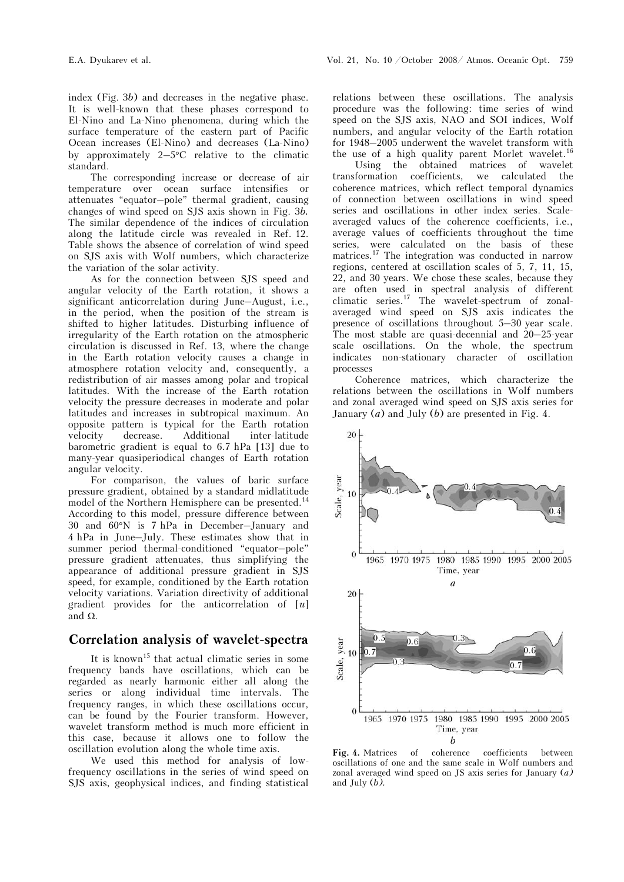index (Fig. 3*b*) and decreases in the negative phase. It is well-known that these phases correspond to El-Nino and La-Nino phenomena, during which the surface temperature of the eastern part of Pacific Ocean increases (El-Nino) and decreases (La-Nino) by approximately 2–5°C relative to the climatic standard.

The corresponding increase or decrease of air temperature over ocean surface intensifies or attenuates "equator–pole" thermal gradient, causing changes of wind speed on SJS axis shown in Fig. 3*b*. The similar dependence of the indices of circulation along the latitude circle was revealed in Ref. 12. Table shows the absence of correlation of wind speed on SJS axis with Wolf numbers, which characterize the variation of the solar activity.

As for the connection between SJS speed and angular velocity of the Earth rotation, it shows a significant anticorrelation during June–August, i.e., in the period, when the position of the stream is shifted to higher latitudes. Disturbing influence of irregularity of the Earth rotation on the atmospheric circulation is discussed in Ref. 13, where the change in the Earth rotation velocity causes a change in atmosphere rotation velocity and, consequently, a redistribution of air masses among polar and tropical latitudes. With the increase of the Earth rotation velocity the pressure decreases in moderate and polar latitudes and increases in subtropical maximum. An opposite pattern is typical for the Earth rotation velocity decrease. Additional inter-latitude barometric gradient is equal to 6.7 hPa [13] due to many-year quasiperiodical changes of Earth rotation angular velocity.

For comparison, the values of baric surface pressure gradient, obtained by a standard midlatitude model of the Northern Hemisphere can be presented.[14] According to this model, pressure difference between 30 and 60°N is 7 hPa in December–January and 4 hPa in June–July. These estimates show that in summer period thermal-conditioned "equator–pole" pressure gradient attenuates, thus simplifying the appearance of additional pressure gradient in SJS speed, for example, conditioned by the Earth rotation velocity variations. Variation directivity of additional gradient provides for the anticorrelation of $[u]$ and $\Omega$.

## Correlation analysis of wavelet-spectra

It is known[15] that actual climatic series in some frequency bands have oscillations, which can be regarded as nearly harmonic either all along the series or along individual time intervals. The frequency ranges, in which these oscillations occur, can be found by the Fourier transform. However, wavelet transform method is much more efficient in this case, because it allows one to follow the oscillation evolution along the whole time axis.

We used this method for analysis of low-frequency oscillations in the series of wind speed on SJS axis, geophysical indices, and finding statistical relations between these oscillations. The analysis procedure was the following: time series of wind speed on the SJS axis, NAO and SOI indices, Wolf numbers, and angular velocity of the Earth rotation for 1948–2005 underwent the wavelet transform with the use of a high quality parent Morlet wavelet.[16]

Using the obtained matrices of wavelet transformation coefficients, we calculated the coherence matrices, which reflect temporal dynamics of connection between oscillations in wind speed series and oscillations in other index series. Scale-averaged values of the coherence coefficients, i.e., average values of coefficients throughout the time series, were calculated on the basis of these matrices.[17] The integration was conducted in narrow regions, centered at oscillation scales of 5, 7, 11, 15, 22, and 30 years. We chose these scales, because they are often used in spectral analysis of different climatic series.[17] The wavelet-spectrum of zonal-averaged wind speed on SJS axis indicates the presence of oscillations throughout 5–30 year scale. The most stable are quasi-decennial and 20–25-year scale oscillations. On the whole, the spectrum indicates non-stationary character of oscillation processes

Coherence matrices, which characterize the relations between the oscillations in Wolf numbers and zonal averaged wind speed on SJS axis series for January (*a*) and July (*b*) are presented in Fig. 4.

**Fig. 4.** Matrices of coherence coefficients between oscillations of one and the same scale in Wolf numbers and zonal averaged wind speed on JS axis series for January (*a*) and July (*b*).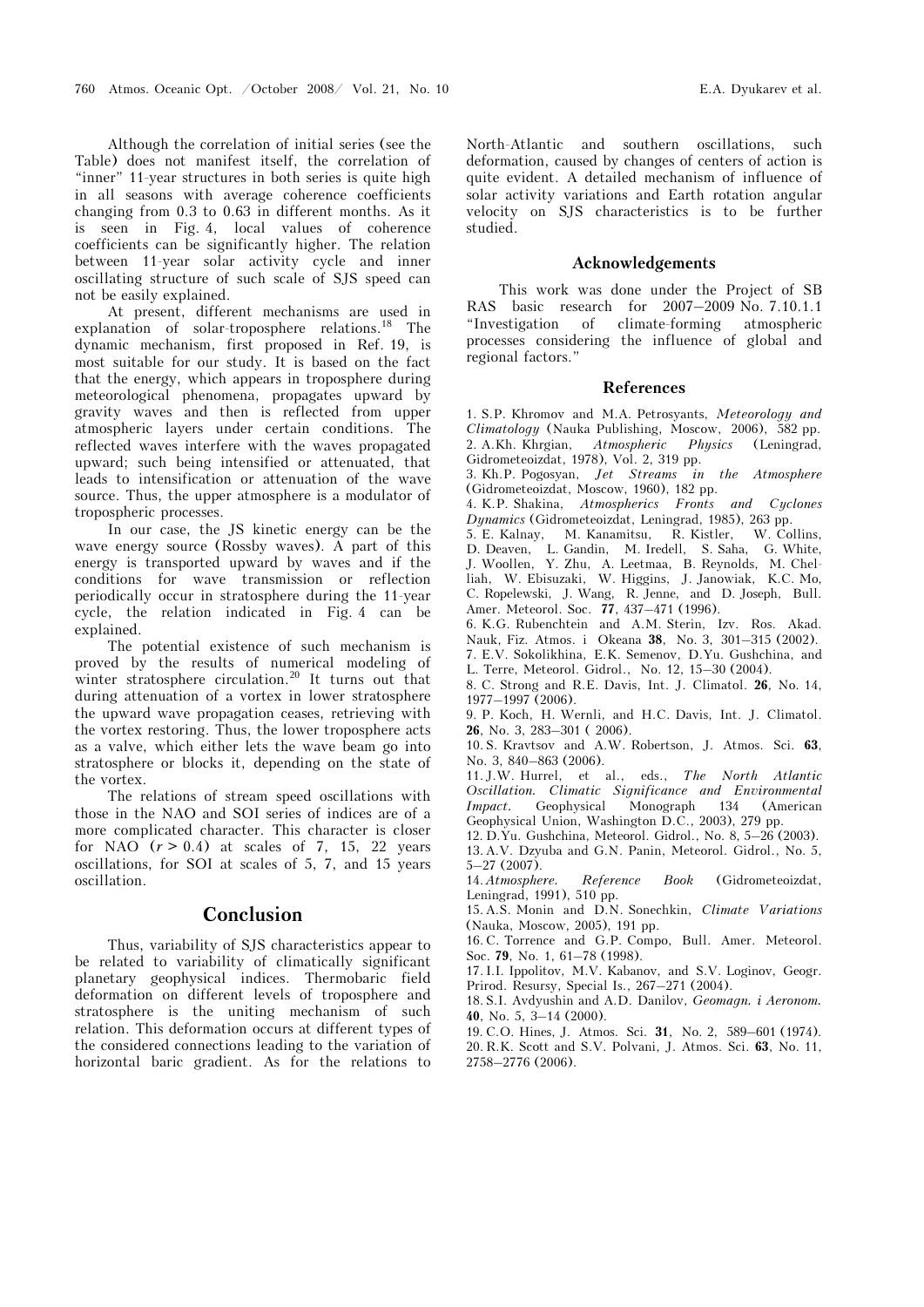Although the correlation of initial series (see the Table) does not manifest itself, the correlation of "inner" 11-year structures in both series is quite high in all seasons with average coherence coefficients changing from 0.3 to 0.63 in different months. As it is seen in Fig. 4, local values of coherence coefficients can be significantly higher. The relation between 11-year solar activity cycle and inner oscillating structure of such scale of SJS speed can not be easily explained.

At present, different mechanisms are used in explanation of solar-troposphere relations.[18] The dynamic mechanism, first proposed in Ref. 19, is most suitable for our study. It is based on the fact that the energy, which appears in troposphere during meteorological phenomena, propagates upward by gravity waves and then is reflected from upper atmospheric layers under certain conditions. The reflected waves interfere with the waves propagated upward; such being intensified or attenuated, that leads to intensification or attenuation of the wave source. Thus, the upper atmosphere is a modulator of tropospheric processes.

In our case, the JS kinetic energy can be the wave energy source (Rossby waves). A part of this energy is transported upward by waves and if the conditions for wave transmission or reflection periodically occur in stratosphere during the 11-year cycle, the relation indicated in Fig. 4 can be explained.

The potential existence of such mechanism is proved by the results of numerical modeling of winter stratosphere circulation.[20] It turns out that during attenuation of a vortex in lower stratosphere the upward wave propagation ceases, retrieving with the vortex restoring. Thus, the lower troposphere acts as a valve, which either lets the wave beam go into stratosphere or blocks it, depending on the state of the vortex.

The relations of stream speed oscillations with those in the NAO and SOI series of indices are of a more complicated character. This character is closer for NAO ($r > 0.4$) at scales of 7, 15, 22 years oscillations, for SOI at scales of 5, 7, and 15 years oscillation.

## Conclusion

Thus, variability of SJS characteristics appear to be related to variability of climatically significant planetary geophysical indices. Thermobaric field deformation on different levels of troposphere and stratosphere is the uniting mechanism of such relation. This deformation occurs at different types of the considered connections leading to the variation of horizontal baric gradient. As for the relations to North-Atlantic and southern oscillations, such deformation, caused by changes of centers of action is quite evident. A detailed mechanism of influence of solar activity variations and Earth rotation angular velocity on SJS characteristics is to be further studied.

### Acknowledgements

This work was done under the Project of SB RAS basic research for 2007–2009 No. 7.10.1.1 "Investigation of climate-forming atmospheric processes considering the influence of global and regional factors."

### References

1. S.P. Khromov and M.A. Petrosyants, *Meteorology and Climatology* (Nauka Publishing, Moscow, 2006), 582 pp.
2. A.Kh. Khrgian, *Atmospheric Physics* (Leningrad, Gidrometeoizdat, 1978), Vol. 2, 319 pp.
3. Kh.P. Pogosyan, *Jet Streams in the Atmosphere* (Gidrometeoizdat, Moscow, 1960), 182 pp.
4. K.P. Shakina, *Atmospherics Fronts and Cyclones Dynamics* (Gidrometeoizdat, Leningrad, 1985), 263 pp.
5. E. Kalnay, M. Kanamitsu, R. Kistler, W. Collins, D. Deaven, L. Gandin, M. Iredell, S. Saha, G. White, J. Woollen, Y. Zhu, A. Leetmaa, B. Reynolds, M. Chelliah, W. Ebisuzaki, W. Higgins, J. Janowiak, K.C. Mo, C. Ropelewski, J. Wang, R. Jenne, and D. Joseph, Bull. Amer. Meteorol. Soc. **77**, 437–471 (1996).
6. K.G. Rubenchtein and A.M. Sterin, Izv. Ros. Akad. Nauk, Fiz. Atmos. i Okeana **38**, No. 3, 301–315 (2002).
7. E.V. Sokolikhina, E.K. Semenov, D.Yu. Gushchina, and L. Terre, Meteorol. Gidrol., No. 12, 15–30 (2004).
8. C. Strong and R.E. Davis, Int. J. Climatol. **26**, No. 14, 1977–1997 (2006).
9. P. Koch, H. Wernli, and H.C. Davis, Int. J. Climatol. **26**, No. 3, 283–301 ( 2006).
10. S. Kravtsov and A.W. Robertson, J. Atmos. Sci. **63**, No. 3, 840–863 (2006).
11. J.W. Hurrel, et al., eds., *The North Atlantic Oscillation. Climatic Significance and Environmental Impact.* Geophysical Monograph 134 (American Geophysical Union, Washington D.C., 2003), 279 pp.
12. D.Yu. Gushchina, Meteorol. Gidrol., No. 8, 5–26 (2003).
13. A.V. Dzyuba and G.N. Panin, Meteorol. Gidrol., No. 5, 5–27 (2007).
14. *Atmosphere. Reference Book* (Gidrometeoizdat, Leningrad, 1991), 510 pp.
15. A.S. Monin and D.N. Sonechkin, *Climate Variations* (Nauka, Moscow, 2005), 191 pp.
16. C. Torrence and G.P. Compo, Bull. Amer. Meteorol. Soc. **79**, No. 1, 61–78 (1998).
17. I.I. Ippolitov, M.V. Kabanov, and S.V. Loginov, Geogr. Prirod. Resursy, Special Is., 267–271 (2004).
18. S.I. Avdyushin and A.D. Danilov, *Geomagn. i Aeronom.* **40**, No. 5, 3–14 (2000).
19. C.O. Hines, J. Atmos. Sci. **31**, No. 2, 589–601 (1974).
20. R.K. Scott and S.V. Polvani, J. Atmos. Sci. **63**, No. 11, 2758–2776 (2006).